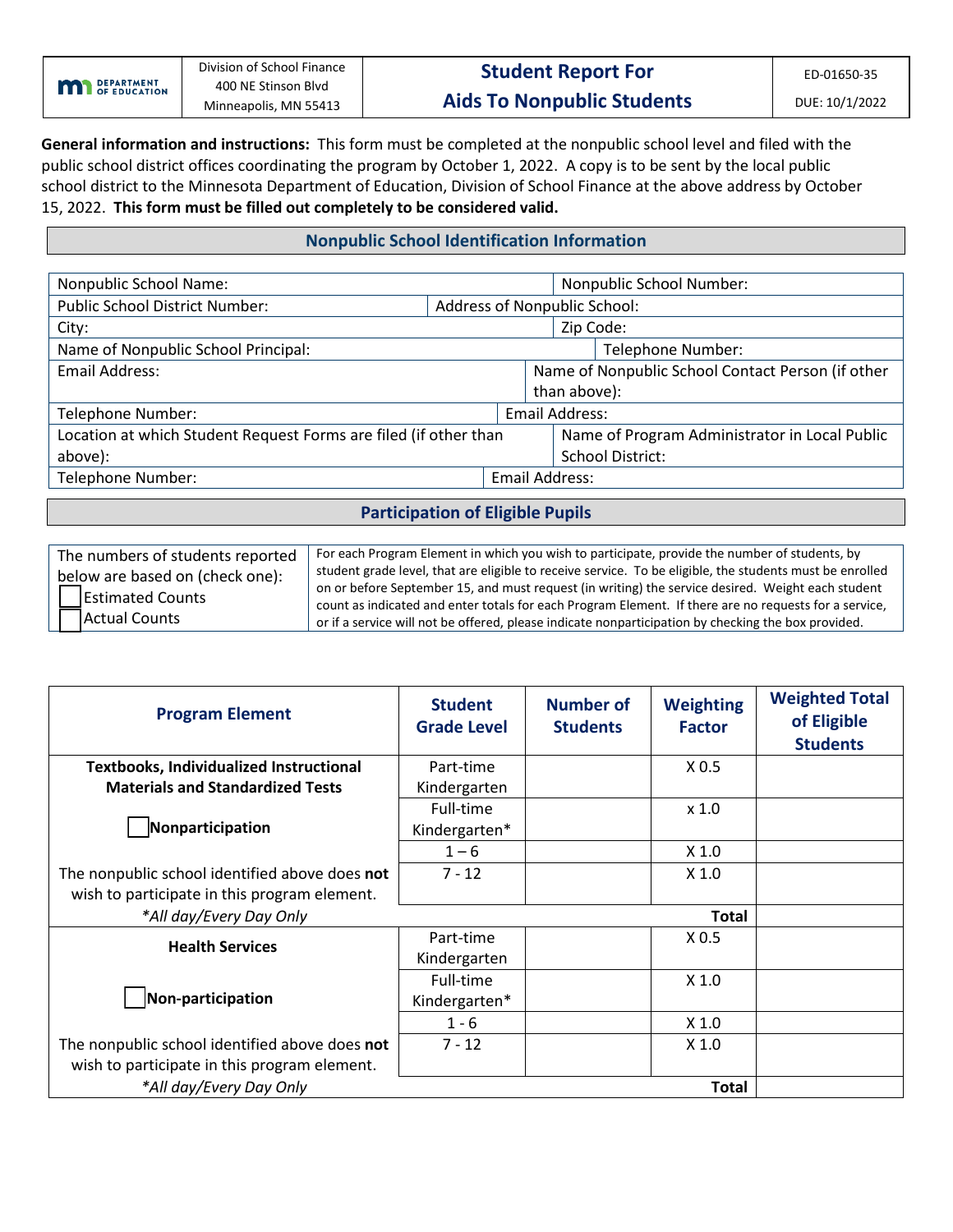| MN Department of Education | Division of School Finance<br>400 NE Stinson Blvd<br>Minneapolis, MN 55413 | **Student Report For Aids To Nonpublic Students** | ED-01650-35<br>DUE: 10/1/2022 |
|---|---|---|---|

**General information and instructions:** This form must be completed at the nonpublic school level and filed with the public school district offices coordinating the program by October 1, 2022. A copy is to be sent by the local public school district to the Minnesota Department of Education, Division of School Finance at the above address by October 15, 2022. **This form must be filled out completely to be considered valid.**

## Nonpublic School Identification Information

| | |
|---|---|
| Nonpublic School Name: | Nonpublic School Number: |
| Public School District Number: | Address of Nonpublic School: |
| City: | Zip Code: |
| Name of Nonpublic School Principal: | Telephone Number: |
| Email Address: | Name of Nonpublic School Contact Person (if other than above): |
| Telephone Number: | Email Address: |
| Location at which Student Request Forms are filed (if other than above): | Name of Program Administrator in Local Public School District: |
| Telephone Number: | Email Address: |

## Participation of Eligible Pupils

| | |
|---|---|
| The numbers of students reported below are based on (check one):<br>☐ Estimated Counts<br>☐ Actual Counts | For each Program Element in which you wish to participate, provide the number of students, by student grade level, that are eligible to receive service. To be eligible, the students must be enrolled on or before September 15, and must request (in writing) the service desired. Weight each student count as indicated and enter totals for each Program Element. If there are no requests for a service, or if a service will not be offered, please indicate nonparticipation by checking the box provided. |

| Program Element | Student Grade Level | Number of Students | Weighting Factor | Weighted Total of Eligible Students |
|---|---|---|---|---|
| **Textbooks, Individualized Instructional Materials and Standardized Tests** | Part-time Kindergarten | | X 0.5 | |
| ☐ **Nonparticipation** | Full-time Kindergarten* | | x 1.0 | |
| | 1 – 6 | | X 1.0 | |
| The nonpublic school identified above does **not** wish to participate in this program element. | 7 - 12 | | X 1.0 | |
| *\*All day/Every Day Only* | | | **Total** | |
| **Health Services** | Part-time Kindergarten | | X 0.5 | |
| ☐ **Non-participation** | Full-time Kindergarten* | | X 1.0 | |
| | 1 - 6 | | X 1.0 | |
| The nonpublic school identified above does **not** wish to participate in this program element. | 7 - 12 | | X 1.0 | |
| *\*All day/Every Day Only* | | | **Total** | |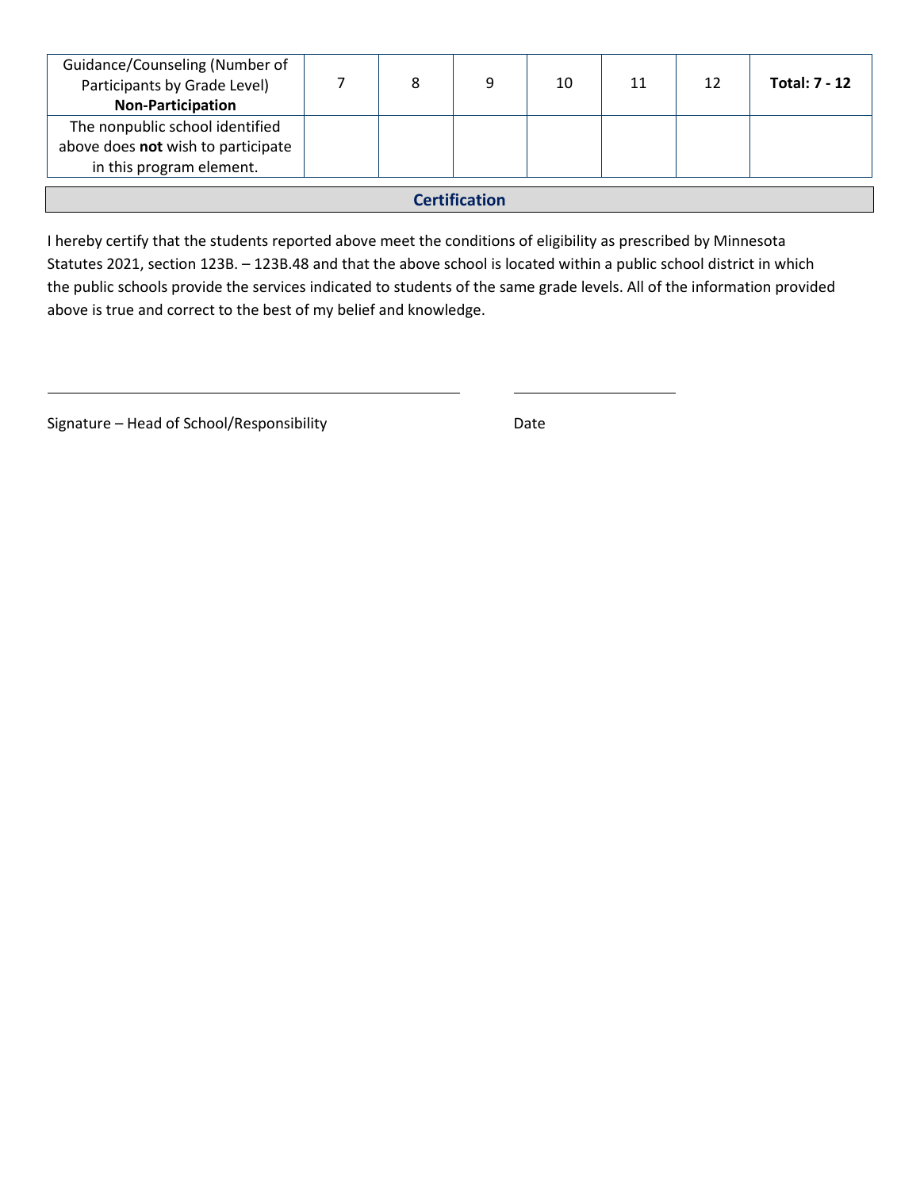| Guidance/Counseling (Number of Participants by Grade Level) **Non-Participation** | 7 | 8 | 9 | 10 | 11 | 12 | **Total: 7 - 12** |
|---|---|---|---|---|---|---|---|
| The nonpublic school identified above does **not** wish to participate in this program element. | | | | | | | |

## Certification

I hereby certify that the students reported above meet the conditions of eligibility as prescribed by Minnesota Statutes 2021, section 123B. – 123B.48 and that the above school is located within a public school district in which the public schools provide the services indicated to students of the same grade levels. All of the information provided above is true and correct to the best of my belief and knowledge.

Signature – Head of School/Responsibility

Date